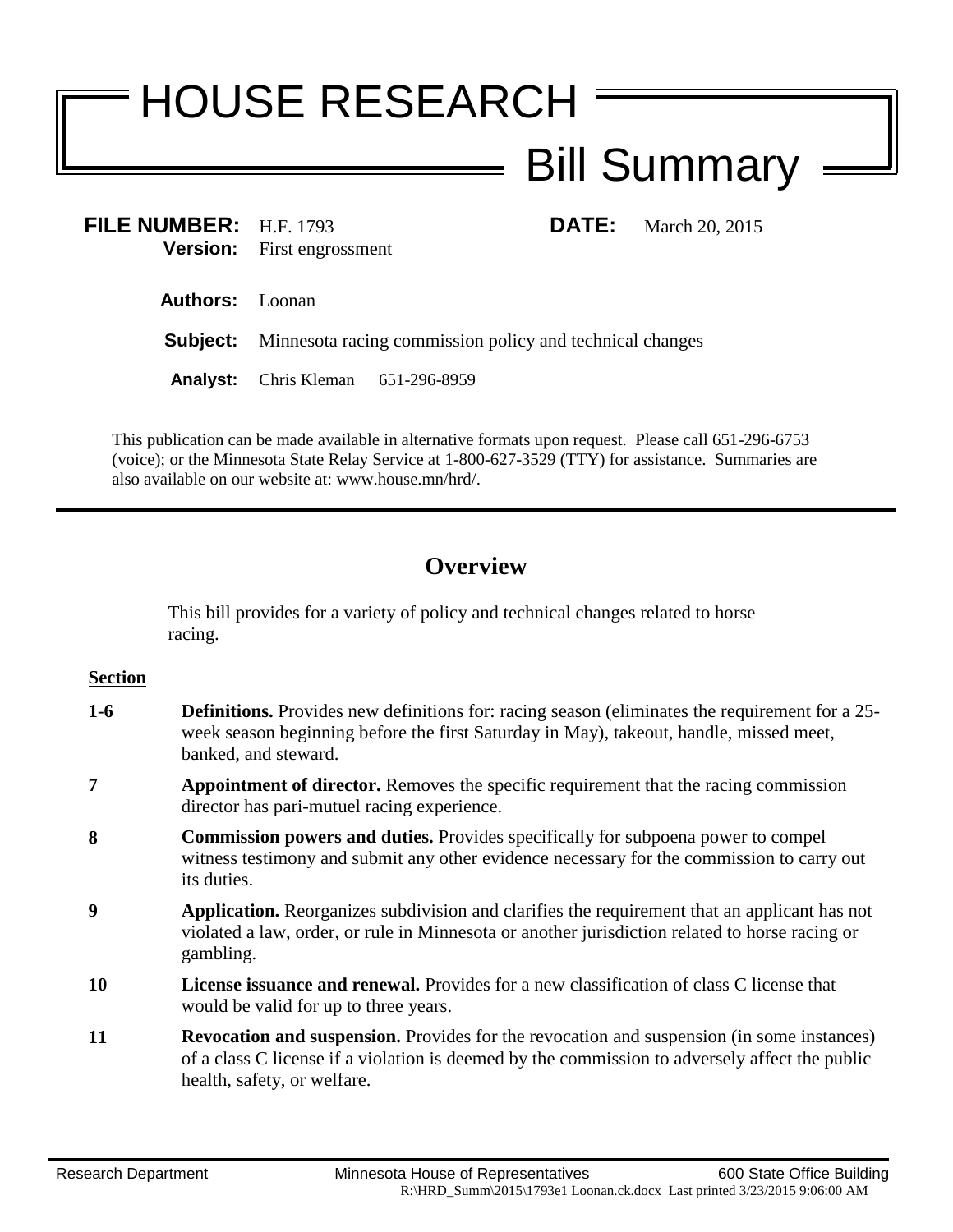# HOUSE RESEARCH

## Bill Summary

**FILE NUMBER:** H.F. 1793 **DATE:** March 20, 2015
**Version:** First engrossment

**Authors:** Loonan

**Subject:** Minnesota racing commission policy and technical changes

**Analyst:** Chris Kleman 651-296-8959

This publication can be made available in alternative formats upon request. Please call 651-296-6753 (voice); or the Minnesota State Relay Service at 1-800-627-3529 (TTY) for assistance. Summaries are also available on our website at: www.house.mn/hrd/.

---

## Overview

This bill provides for a variety of policy and technical changes related to horse racing.

**Section**

**1-6** **Definitions.** Provides new definitions for: racing season (eliminates the requirement for a 25-week season beginning before the first Saturday in May), takeout, handle, missed meet, banked, and steward.

**7** **Appointment of director.** Removes the specific requirement that the racing commission director has pari-mutuel racing experience.

**8** **Commission powers and duties.** Provides specifically for subpoena power to compel witness testimony and submit any other evidence necessary for the commission to carry out its duties.

**9** **Application.** Reorganizes subdivision and clarifies the requirement that an applicant has not violated a law, order, or rule in Minnesota or another jurisdiction related to horse racing or gambling.

**10** **License issuance and renewal.** Provides for a new classification of class C license that would be valid for up to three years.

**11** **Revocation and suspension.** Provides for the revocation and suspension (in some instances) of a class C license if a violation is deemed by the commission to adversely affect the public health, safety, or welfare.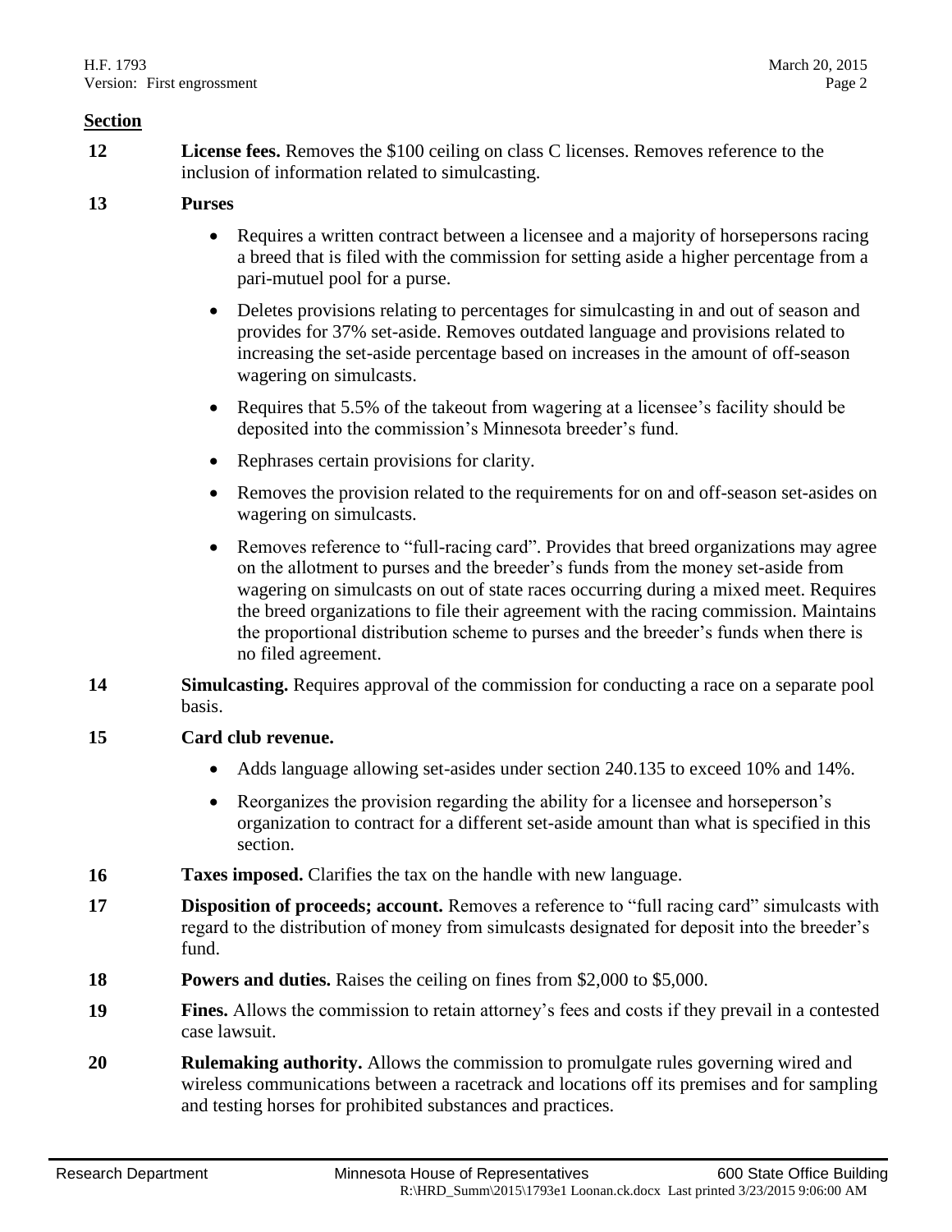**Section**

**12** **License fees.** Removes the \$100 ceiling on class C licenses. Removes reference to the inclusion of information related to simulcasting.

**13** **Purses**

- Requires a written contract between a licensee and a majority of horsepersons racing a breed that is filed with the commission for setting aside a higher percentage from a pari-mutuel pool for a purse.
- Deletes provisions relating to percentages for simulcasting in and out of season and provides for 37% set-aside. Removes outdated language and provisions related to increasing the set-aside percentage based on increases in the amount of off-season wagering on simulcasts.
- Requires that 5.5% of the takeout from wagering at a licensee's facility should be deposited into the commission's Minnesota breeder's fund.
- Rephrases certain provisions for clarity.
- Removes the provision related to the requirements for on and off-season set-asides on wagering on simulcasts.
- Removes reference to "full-racing card". Provides that breed organizations may agree on the allotment to purses and the breeder's funds from the money set-aside from wagering on simulcasts on out of state races occurring during a mixed meet. Requires the breed organizations to file their agreement with the racing commission. Maintains the proportional distribution scheme to purses and the breeder's funds when there is no filed agreement.

**14** **Simulcasting.** Requires approval of the commission for conducting a race on a separate pool basis.

**15** **Card club revenue.**

- Adds language allowing set-asides under section 240.135 to exceed 10% and 14%.
- Reorganizes the provision regarding the ability for a licensee and horseperson's organization to contract for a different set-aside amount than what is specified in this section.

**16** **Taxes imposed.** Clarifies the tax on the handle with new language.

**17** **Disposition of proceeds; account.** Removes a reference to "full racing card" simulcasts with regard to the distribution of money from simulcasts designated for deposit into the breeder's fund.

**18** **Powers and duties.** Raises the ceiling on fines from \$2,000 to \$5,000.

**19** **Fines.** Allows the commission to retain attorney's fees and costs if they prevail in a contested case lawsuit.

**20** **Rulemaking authority.** Allows the commission to promulgate rules governing wired and wireless communications between a racetrack and locations off its premises and for sampling and testing horses for prohibited substances and practices.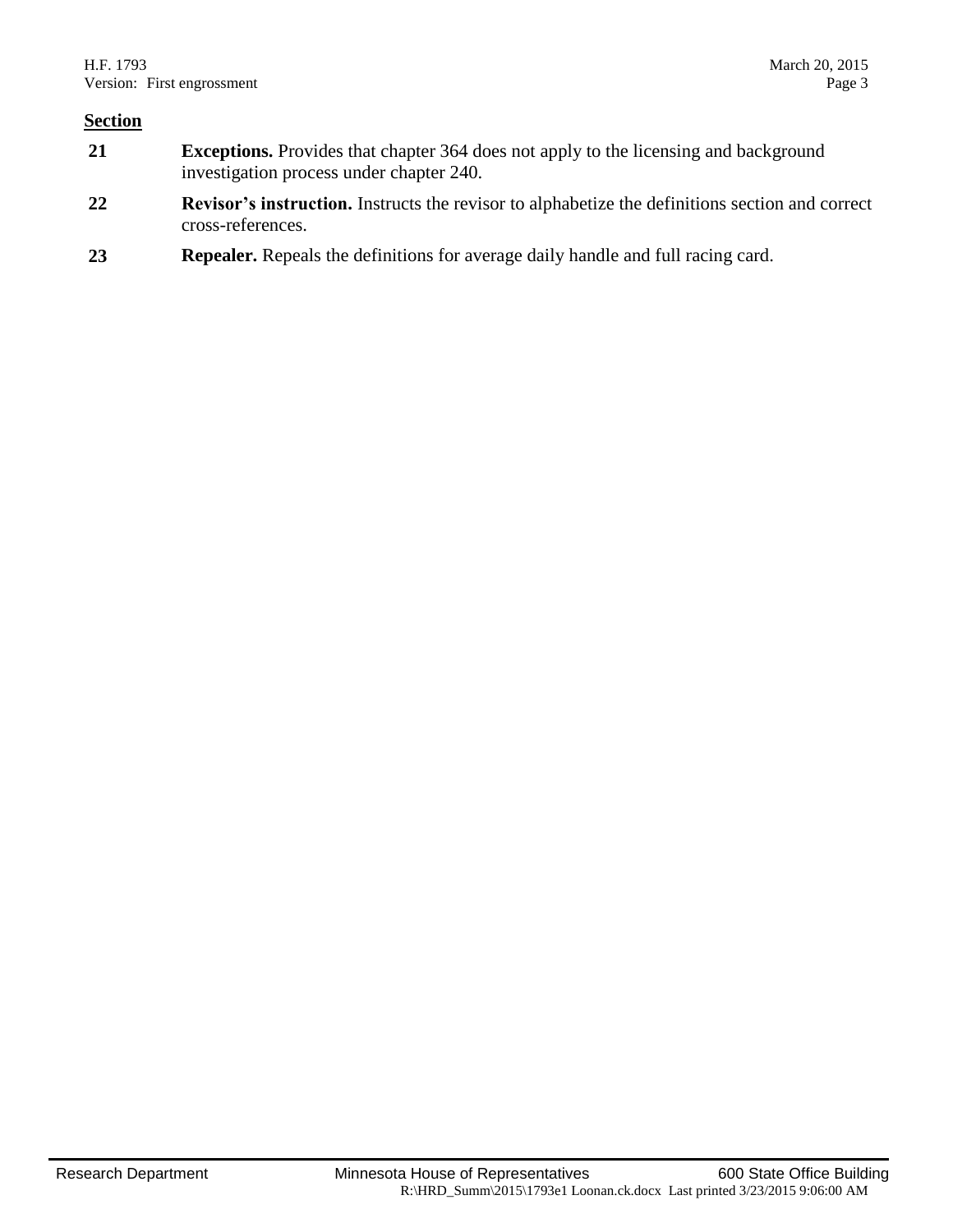**Section**

| | |
|---|---|
| **21** | **Exceptions.** Provides that chapter 364 does not apply to the licensing and background investigation process under chapter 240. |
| **22** | **Revisor's instruction.** Instructs the revisor to alphabetize the definitions section and correct cross-references. |
| **23** | **Repealer.** Repeals the definitions for average daily handle and full racing card. |